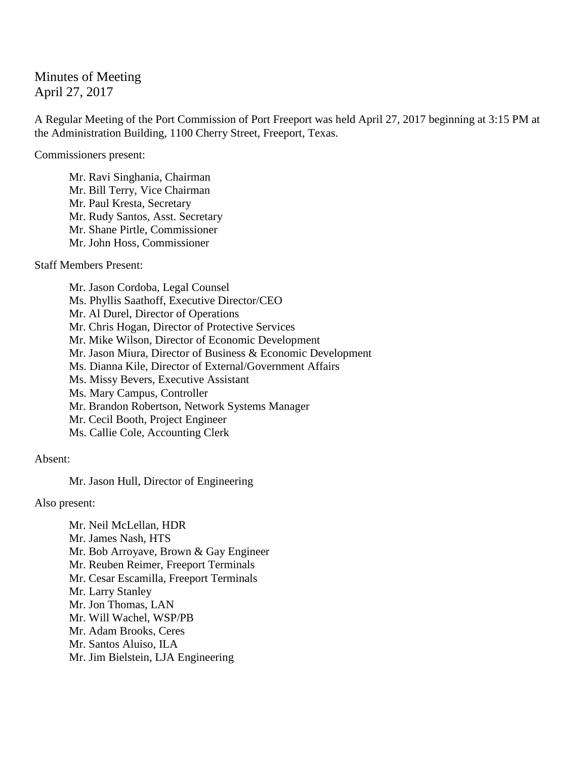Minutes of Meeting
April 27, 2017

A Regular Meeting of the Port Commission of Port Freeport was held April 27, 2017 beginning at 3:15 PM at the Administration Building, 1100 Cherry Street, Freeport, Texas.

Commissioners present:

Mr. Ravi Singhania, Chairman
Mr. Bill Terry, Vice Chairman
Mr. Paul Kresta, Secretary
Mr. Rudy Santos, Asst. Secretary
Mr. Shane Pirtle, Commissioner
Mr. John Hoss, Commissioner

Staff Members Present:

Mr. Jason Cordoba, Legal Counsel
Ms. Phyllis Saathoff, Executive Director/CEO
Mr. Al Durel, Director of Operations
Mr. Chris Hogan, Director of Protective Services
Mr. Mike Wilson, Director of Economic Development
Mr. Jason Miura, Director of Business & Economic Development
Ms. Dianna Kile, Director of External/Government Affairs
Ms. Missy Bevers, Executive Assistant
Ms. Mary Campus, Controller
Mr. Brandon Robertson, Network Systems Manager
Mr. Cecil Booth, Project Engineer
Ms. Callie Cole, Accounting Clerk

Absent:

Mr. Jason Hull, Director of Engineering

Also present:

Mr. Neil McLellan, HDR
Mr. James Nash, HTS
Mr. Bob Arroyave, Brown & Gay Engineer
Mr. Reuben Reimer, Freeport Terminals
Mr. Cesar Escamilla, Freeport Terminals
Mr. Larry Stanley
Mr. Jon Thomas, LAN
Mr. Will Wachel, WSP/PB
Mr. Adam Brooks, Ceres
Mr. Santos Aluiso, ILA
Mr. Jim Bielstein, LJA Engineering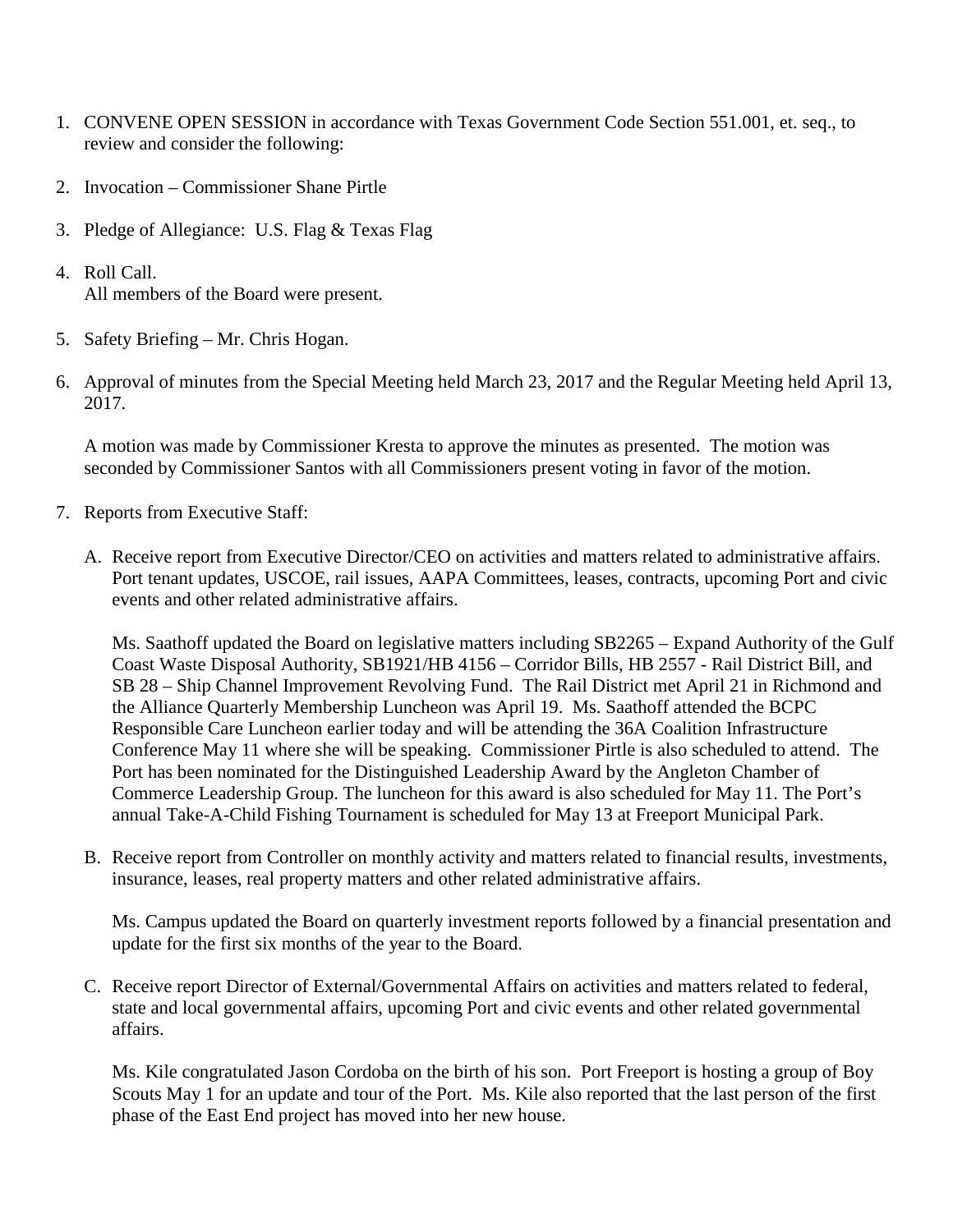1. CONVENE OPEN SESSION in accordance with Texas Government Code Section 551.001, et. seq., to review and consider the following:

2. Invocation – Commissioner Shane Pirtle

3. Pledge of Allegiance: U.S. Flag & Texas Flag

4. Roll Call.
   All members of the Board were present.

5. Safety Briefing – Mr. Chris Hogan.

6. Approval of minutes from the Special Meeting held March 23, 2017 and the Regular Meeting held April 13, 2017.

   A motion was made by Commissioner Kresta to approve the minutes as presented. The motion was seconded by Commissioner Santos with all Commissioners present voting in favor of the motion.

7. Reports from Executive Staff:

   A. Receive report from Executive Director/CEO on activities and matters related to administrative affairs. Port tenant updates, USCOE, rail issues, AAPA Committees, leases, contracts, upcoming Port and civic events and other related administrative affairs.

      Ms. Saathoff updated the Board on legislative matters including SB2265 – Expand Authority of the Gulf Coast Waste Disposal Authority, SB1921/HB 4156 – Corridor Bills, HB 2557 - Rail District Bill, and SB 28 – Ship Channel Improvement Revolving Fund. The Rail District met April 21 in Richmond and the Alliance Quarterly Membership Luncheon was April 19. Ms. Saathoff attended the BCPC Responsible Care Luncheon earlier today and will be attending the 36A Coalition Infrastructure Conference May 11 where she will be speaking. Commissioner Pirtle is also scheduled to attend. The Port has been nominated for the Distinguished Leadership Award by the Angleton Chamber of Commerce Leadership Group. The luncheon for this award is also scheduled for May 11. The Port's annual Take-A-Child Fishing Tournament is scheduled for May 13 at Freeport Municipal Park.

   B. Receive report from Controller on monthly activity and matters related to financial results, investments, insurance, leases, real property matters and other related administrative affairs.

      Ms. Campus updated the Board on quarterly investment reports followed by a financial presentation and update for the first six months of the year to the Board.

   C. Receive report Director of External/Governmental Affairs on activities and matters related to federal, state and local governmental affairs, upcoming Port and civic events and other related governmental affairs.

      Ms. Kile congratulated Jason Cordoba on the birth of his son. Port Freeport is hosting a group of Boy Scouts May 1 for an update and tour of the Port. Ms. Kile also reported that the last person of the first phase of the East End project has moved into her new house.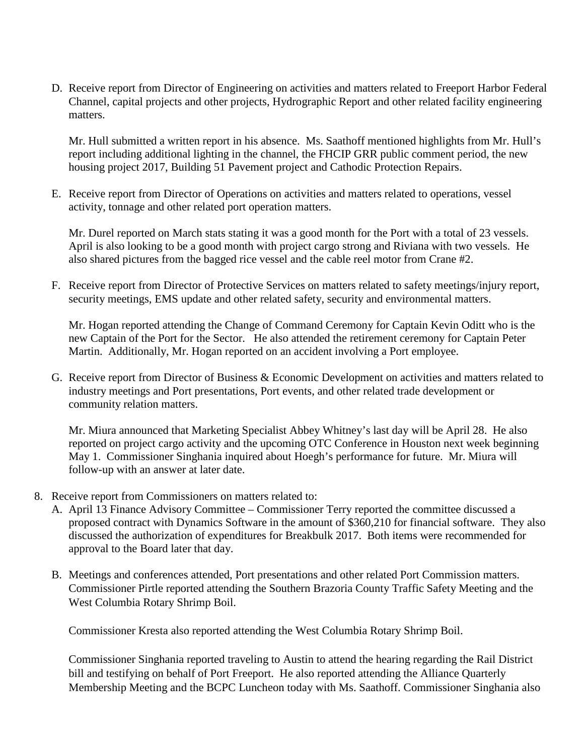D. Receive report from Director of Engineering on activities and matters related to Freeport Harbor Federal Channel, capital projects and other projects, Hydrographic Report and other related facility engineering matters.

   Mr. Hull submitted a written report in his absence. Ms. Saathoff mentioned highlights from Mr. Hull's report including additional lighting in the channel, the FHCIP GRR public comment period, the new housing project 2017, Building 51 Pavement project and Cathodic Protection Repairs.

E. Receive report from Director of Operations on activities and matters related to operations, vessel activity, tonnage and other related port operation matters.

   Mr. Durel reported on March stats stating it was a good month for the Port with a total of 23 vessels. April is also looking to be a good month with project cargo strong and Riviana with two vessels. He also shared pictures from the bagged rice vessel and the cable reel motor from Crane #2.

F. Receive report from Director of Protective Services on matters related to safety meetings/injury report, security meetings, EMS update and other related safety, security and environmental matters.

   Mr. Hogan reported attending the Change of Command Ceremony for Captain Kevin Oditt who is the new Captain of the Port for the Sector. He also attended the retirement ceremony for Captain Peter Martin. Additionally, Mr. Hogan reported on an accident involving a Port employee.

G. Receive report from Director of Business & Economic Development on activities and matters related to industry meetings and Port presentations, Port events, and other related trade development or community relation matters.

   Mr. Miura announced that Marketing Specialist Abbey Whitney's last day will be April 28. He also reported on project cargo activity and the upcoming OTC Conference in Houston next week beginning May 1. Commissioner Singhania inquired about Hoegh's performance for future. Mr. Miura will follow-up with an answer at later date.

8. Receive report from Commissioners on matters related to:
   A. April 13 Finance Advisory Committee – Commissioner Terry reported the committee discussed a proposed contract with Dynamics Software in the amount of $360,210 for financial software. They also discussed the authorization of expenditures for Breakbulk 2017. Both items were recommended for approval to the Board later that day.

   B. Meetings and conferences attended, Port presentations and other related Port Commission matters. Commissioner Pirtle reported attending the Southern Brazoria County Traffic Safety Meeting and the West Columbia Rotary Shrimp Boil.

      Commissioner Kresta also reported attending the West Columbia Rotary Shrimp Boil.

      Commissioner Singhania reported traveling to Austin to attend the hearing regarding the Rail District bill and testifying on behalf of Port Freeport. He also reported attending the Alliance Quarterly Membership Meeting and the BCPC Luncheon today with Ms. Saathoff. Commissioner Singhania also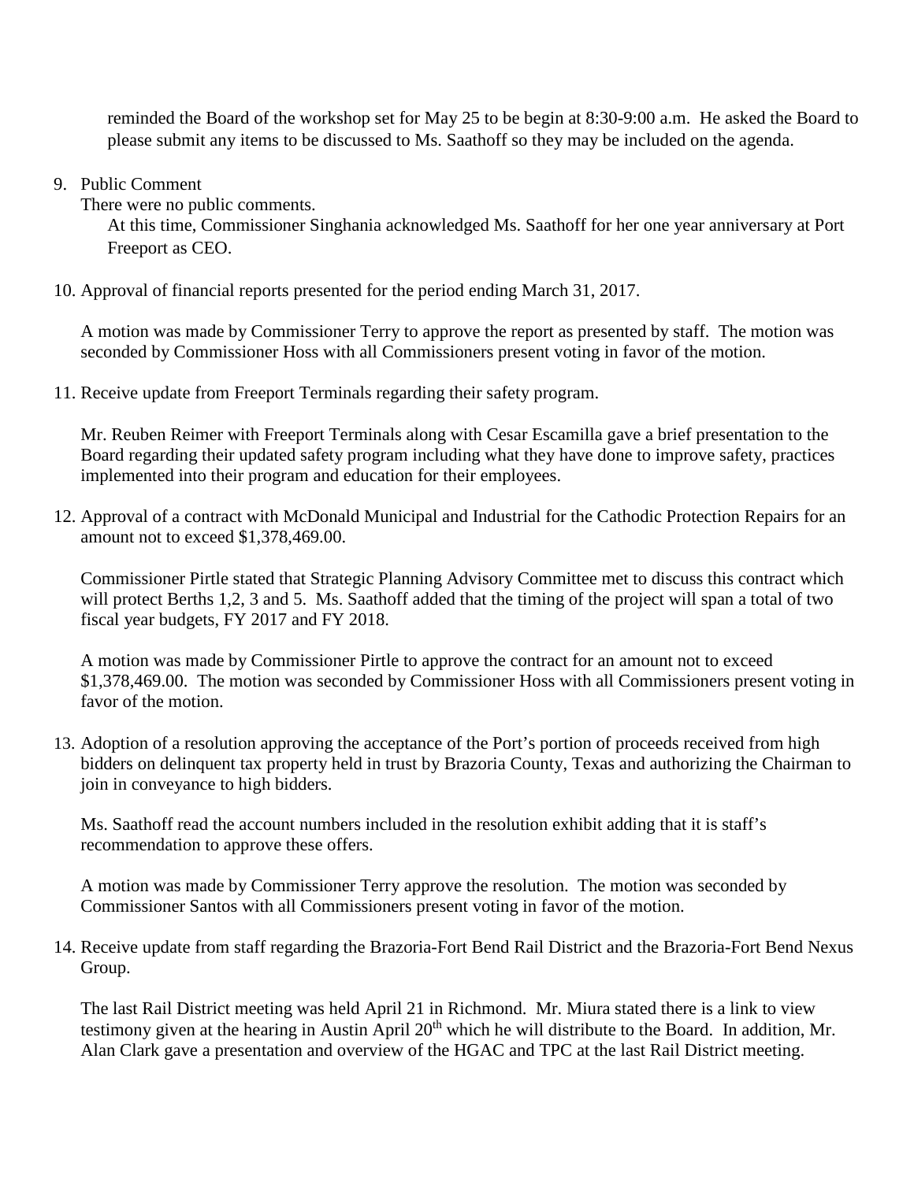reminded the Board of the workshop set for May 25 to be begin at 8:30-9:00 a.m. He asked the Board to please submit any items to be discussed to Ms. Saathoff so they may be included on the agenda.

9. Public Comment

   There were no public comments.

   At this time, Commissioner Singhania acknowledged Ms. Saathoff for her one year anniversary at Port Freeport as CEO.

10. Approval of financial reports presented for the period ending March 31, 2017.

    A motion was made by Commissioner Terry to approve the report as presented by staff. The motion was seconded by Commissioner Hoss with all Commissioners present voting in favor of the motion.

11. Receive update from Freeport Terminals regarding their safety program.

    Mr. Reuben Reimer with Freeport Terminals along with Cesar Escamilla gave a brief presentation to the Board regarding their updated safety program including what they have done to improve safety, practices implemented into their program and education for their employees.

12. Approval of a contract with McDonald Municipal and Industrial for the Cathodic Protection Repairs for an amount not to exceed $1,378,469.00.

    Commissioner Pirtle stated that Strategic Planning Advisory Committee met to discuss this contract which will protect Berths 1,2, 3 and 5. Ms. Saathoff added that the timing of the project will span a total of two fiscal year budgets, FY 2017 and FY 2018.

    A motion was made by Commissioner Pirtle to approve the contract for an amount not to exceed $1,378,469.00. The motion was seconded by Commissioner Hoss with all Commissioners present voting in favor of the motion.

13. Adoption of a resolution approving the acceptance of the Port's portion of proceeds received from high bidders on delinquent tax property held in trust by Brazoria County, Texas and authorizing the Chairman to join in conveyance to high bidders.

    Ms. Saathoff read the account numbers included in the resolution exhibit adding that it is staff's recommendation to approve these offers.

    A motion was made by Commissioner Terry approve the resolution. The motion was seconded by Commissioner Santos with all Commissioners present voting in favor of the motion.

14. Receive update from staff regarding the Brazoria-Fort Bend Rail District and the Brazoria-Fort Bend Nexus Group.

    The last Rail District meeting was held April 21 in Richmond. Mr. Miura stated there is a link to view testimony given at the hearing in Austin April 20th which he will distribute to the Board. In addition, Mr. Alan Clark gave a presentation and overview of the HGAC and TPC at the last Rail District meeting.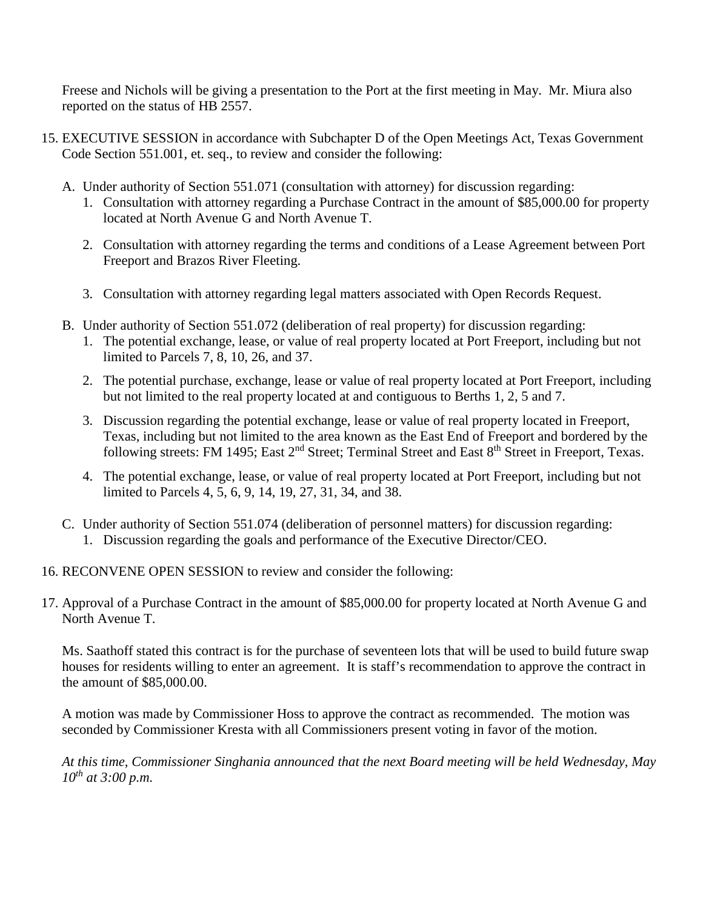Freese and Nichols will be giving a presentation to the Port at the first meeting in May. Mr. Miura also reported on the status of HB 2557.

15. EXECUTIVE SESSION in accordance with Subchapter D of the Open Meetings Act, Texas Government Code Section 551.001, et. seq., to review and consider the following:

    A. Under authority of Section 551.071 (consultation with attorney) for discussion regarding:
        1. Consultation with attorney regarding a Purchase Contract in the amount of $85,000.00 for property located at North Avenue G and North Avenue T.
        2. Consultation with attorney regarding the terms and conditions of a Lease Agreement between Port Freeport and Brazos River Fleeting.
        3. Consultation with attorney regarding legal matters associated with Open Records Request.

    B. Under authority of Section 551.072 (deliberation of real property) for discussion regarding:
        1. The potential exchange, lease, or value of real property located at Port Freeport, including but not limited to Parcels 7, 8, 10, 26, and 37.
        2. The potential purchase, exchange, lease or value of real property located at Port Freeport, including but not limited to the real property located at and contiguous to Berths 1, 2, 5 and 7.
        3. Discussion regarding the potential exchange, lease or value of real property located in Freeport, Texas, including but not limited to the area known as the East End of Freeport and bordered by the following streets: FM 1495; East 2nd Street; Terminal Street and East 8th Street in Freeport, Texas.
        4. The potential exchange, lease, or value of real property located at Port Freeport, including but not limited to Parcels 4, 5, 6, 9, 14, 19, 27, 31, 34, and 38.

    C. Under authority of Section 551.074 (deliberation of personnel matters) for discussion regarding:
        1. Discussion regarding the goals and performance of the Executive Director/CEO.

16. RECONVENE OPEN SESSION to review and consider the following:

17. Approval of a Purchase Contract in the amount of $85,000.00 for property located at North Avenue G and North Avenue T.

    Ms. Saathoff stated this contract is for the purchase of seventeen lots that will be used to build future swap houses for residents willing to enter an agreement. It is staff's recommendation to approve the contract in the amount of $85,000.00.

    A motion was made by Commissioner Hoss to approve the contract as recommended. The motion was seconded by Commissioner Kresta with all Commissioners present voting in favor of the motion.

    *At this time, Commissioner Singhania announced that the next Board meeting will be held Wednesday, May 10th at 3:00 p.m.*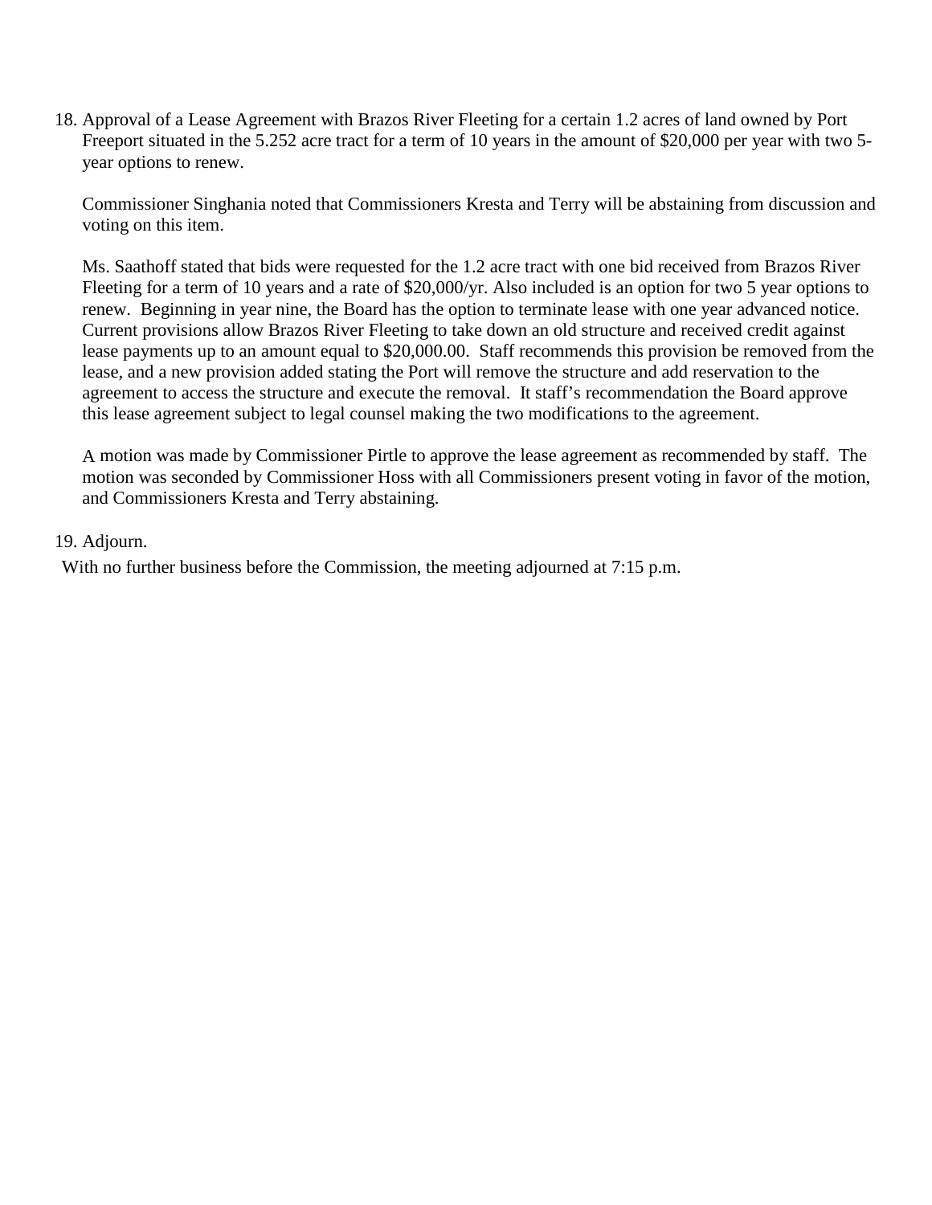18. Approval of a Lease Agreement with Brazos River Fleeting for a certain 1.2 acres of land owned by Port Freeport situated in the 5.252 acre tract for a term of 10 years in the amount of $20,000 per year with two 5-year options to renew.

    Commissioner Singhania noted that Commissioners Kresta and Terry will be abstaining from discussion and voting on this item.

    Ms. Saathoff stated that bids were requested for the 1.2 acre tract with one bid received from Brazos River Fleeting for a term of 10 years and a rate of $20,000/yr. Also included is an option for two 5 year options to renew. Beginning in year nine, the Board has the option to terminate lease with one year advanced notice. Current provisions allow Brazos River Fleeting to take down an old structure and received credit against lease payments up to an amount equal to $20,000.00. Staff recommends this provision be removed from the lease, and a new provision added stating the Port will remove the structure and add reservation to the agreement to access the structure and execute the removal. It staff's recommendation the Board approve this lease agreement subject to legal counsel making the two modifications to the agreement.

    A motion was made by Commissioner Pirtle to approve the lease agreement as recommended by staff. The motion was seconded by Commissioner Hoss with all Commissioners present voting in favor of the motion, and Commissioners Kresta and Terry abstaining.

19. Adjourn.

With no further business before the Commission, the meeting adjourned at 7:15 p.m.